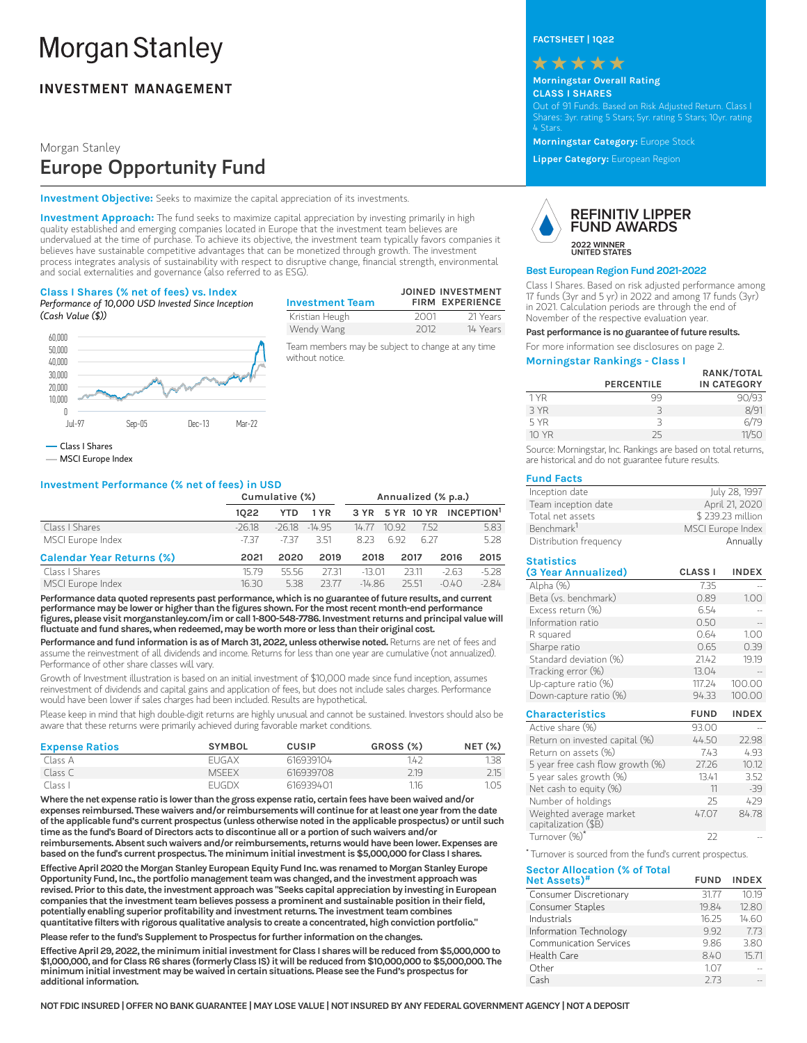# Morgan Stanley

## INVESTMENT MANAGEMENT

Morgan Stanley

# Europe Opportunity Fund

**FACTSHEET | 1Q22**

★★★★★

**Morningstar Overall Rating**
**CLASS I SHARES**
Out of 91 Funds. Based on Risk Adjusted Return. Class I Shares: 3yr. rating 5 Stars; 5yr. rating 5 Stars; 10yr. rating 4 Stars.

**Morningstar Category:** Europe Stock

**Lipper Category:** European Region

**Investment Objective:** Seeks to maximize the capital appreciation of its investments.

**Investment Approach:** The fund seeks to maximize capital appreciation by investing primarily in high quality established and emerging companies located in Europe that the investment team believes are undervalued at the time of purchase. To achieve its objective, the investment team typically favors companies it believes have sustainable competitive advantages that can be monetized through growth. The investment process integrates analysis of sustainability with respect to disruptive change, financial strength, environmental and social externalities and governance (also referred to as ESG).

### Class I Shares (% net of fees) vs. Index

*Performance of 10,000 USD Invested Since Inception (Cash Value ($))*

— Class I Shares
— MSCI Europe Index

| Investment Team | JOINED FIRM | INVESTMENT EXPERIENCE |
|---|---|---|
| Kristian Heugh | 2001 | 21 Years |
| Wendy Wang | 2012 | 14 Years |

Team members may be subject to change at any time without notice.

**REFINITIV LIPPER FUND AWARDS**
2022 WINNER UNITED STATES

### Best European Region Fund 2021-2022

Class I Shares. Based on risk adjusted performance among 17 funds (3yr and 5 yr) in 2022 and among 17 funds (3yr) in 2021. Calculation periods are through the end of November of the respective evaluation year.

**Past performance is no guarantee of future results.**

For more information see disclosures on page 2.

### Morningstar Rankings - Class I

| | PERCENTILE | RANK/TOTAL IN CATEGORY |
|---|---|---|
| 1 YR | 99 | 90/93 |
| 3 YR | 3 | 8/91 |
| 5 YR | 3 | 6/79 |
| 10 YR | 25 | 11/50 |

Source: Morningstar, Inc. Rankings are based on total returns, are historical and do not guarantee future results.

### Investment Performance (% net of fees) in USD

| | Cumulative (%) | | | Annualized (% p.a.) | | | |
|---|---|---|---|---|---|---|---|
| | 1Q22 | YTD | 1 YR | 3 YR | 5 YR | 10 YR | INCEPTION[1] |
| Class I Shares | -26.18 | -26.18 | -14.95 | 14.77 | 10.92 | 7.52 | 5.83 |
| MSCI Europe Index | -7.37 | -7.37 | 3.51 | 8.23 | 6.92 | 6.27 | 5.28 |

| Calendar Year Returns (%) | 2021 | 2020 | 2019 | 2018 | 2017 | 2016 | 2015 |
|---|---|---|---|---|---|---|---|
| Class I Shares | 15.79 | 55.56 | 27.31 | -13.01 | 23.11 | -2.63 | -5.28 |
| MSCI Europe Index | 16.30 | 5.38 | 23.77 | -14.86 | 25.51 | -0.40 | -2.84 |

**Performance data quoted represents past performance, which is no guarantee of future results, and current performance may be lower or higher than the figures shown. For the most recent month-end performance figures, please visit morganstanley.com/im or call 1-800-548-7786. Investment returns and principal value will fluctuate and fund shares, when redeemed, may be worth more or less than their original cost.**

**Performance and fund information is as of March 31, 2022, unless otherwise noted.** Returns are net of fees and assume the reinvestment of all dividends and income. Returns for less than one year are cumulative (not annualized). Performance of other share classes will vary.

Growth of Investment illustration is based on an initial investment of $10,000 made since fund inception, assumes reinvestment of dividends and capital gains and application of fees, but does not include sales charges. Performance would have been lower if sales charges had been included. Results are hypothetical.

Please keep in mind that high double-digit returns are highly unusual and cannot be sustained. Investors should also be aware that these returns were primarily achieved during favorable market conditions.

### Expense Ratios

| | SYMBOL | CUSIP | GROSS (%) | NET (%) |
|---|---|---|---|---|
| Class A | EUGAX | 616939104 | 1.42 | 1.38 |
| Class C | MSEEX | 616939708 | 2.19 | 2.15 |
| Class I | EUGDX | 616939401 | 1.16 | 1.05 |

**Where the net expense ratio is lower than the gross expense ratio, certain fees have been waived and/or expenses reimbursed. These waivers and/or reimbursements will continue for at least one year from the date of the applicable fund's current prospectus (unless otherwise noted in the applicable prospectus) or until such time as the fund's Board of Directors acts to discontinue all or a portion of such waivers and/or reimbursements. Absent such waivers and/or reimbursements, returns would have been lower. Expenses are based on the fund's current prospectus. The minimum initial investment is $5,000,000 for Class I shares.**

**Effective April 2020 the Morgan Stanley European Equity Fund Inc. was renamed to Morgan Stanley Europe Opportunity Fund, Inc., the portfolio management team was changed, and the investment approach was revised. Prior to this date, the investment approach was "Seeks capital appreciation by investing in European companies that the investment team believes possess a prominent and sustainable position in their field, potentially enabling superior profitability and investment returns. The investment team combines quantitative filters with rigorous qualitative analysis to create a concentrated, high conviction portfolio."**

**Please refer to the fund's Supplement to Prospectus for further information on the changes.**

**Effective April 29, 2022, the minimum initial investment for Class I shares will be reduced from $5,000,000 to $1,000,000, and for Class R6 shares (formerly Class IS) it will be reduced from $10,000,000 to $5,000,000. The minimum initial investment may be waived in certain situations. Please see the Fund's prospectus for additional information.**

### Fund Facts

| | |
|---|---|
| Inception date | July 28, 1997 |
| Team inception date | April 21, 2020 |
| Total net assets | $ 239.23 million |
| Benchmark[1] | MSCI Europe Index |
| Distribution frequency | Annually |

### Statistics (3 Year Annualized)

| | CLASS I | INDEX |
|---|---|---|
| Alpha (%) | 7.35 | -- |
| Beta (vs. benchmark) | 0.89 | 1.00 |
| Excess return (%) | 6.54 | -- |
| Information ratio | 0.50 | -- |
| R squared | 0.64 | 1.00 |
| Sharpe ratio | 0.65 | 0.39 |
| Standard deviation (%) | 21.42 | 19.19 |
| Tracking error (%) | 13.04 | -- |
| Up-capture ratio (%) | 117.24 | 100.00 |
| Down-capture ratio (%) | 94.33 | 100.00 |

### Characteristics

| | FUND | INDEX |
|---|---|---|
| Active share (%) | 93.00 | -- |
| Return on invested capital (%) | 44.50 | 22.98 |
| Return on assets (%) | 7.43 | 4.93 |
| 5 year free cash flow growth (%) | 27.26 | 10.12 |
| 5 year sales growth (%) | 13.41 | 3.52 |
| Net cash to equity (%) | 11 | -39 |
| Number of holdings | 25 | 429 |
| Weighted average market capitalization ($B) | 47.07 | 84.78 |
| Turnover (%)* | 22 | -- |

* Turnover is sourced from the fund's current prospectus.

### Sector Allocation (% of Total Net Assets)#

| | FUND | INDEX |
|---|---|---|
| Consumer Discretionary | 31.77 | 10.19 |
| Consumer Staples | 19.84 | 12.80 |
| Industrials | 16.25 | 14.60 |
| Information Technology | 9.92 | 7.73 |
| Communication Services | 9.86 | 3.80 |
| Health Care | 8.40 | 15.71 |
| Other | 1.07 | -- |
| Cash | 2.73 | -- |

NOT FDIC INSURED | OFFER NO BANK GUARANTEE | MAY LOSE VALUE | NOT INSURED BY ANY FEDERAL GOVERNMENT AGENCY | NOT A DEPOSIT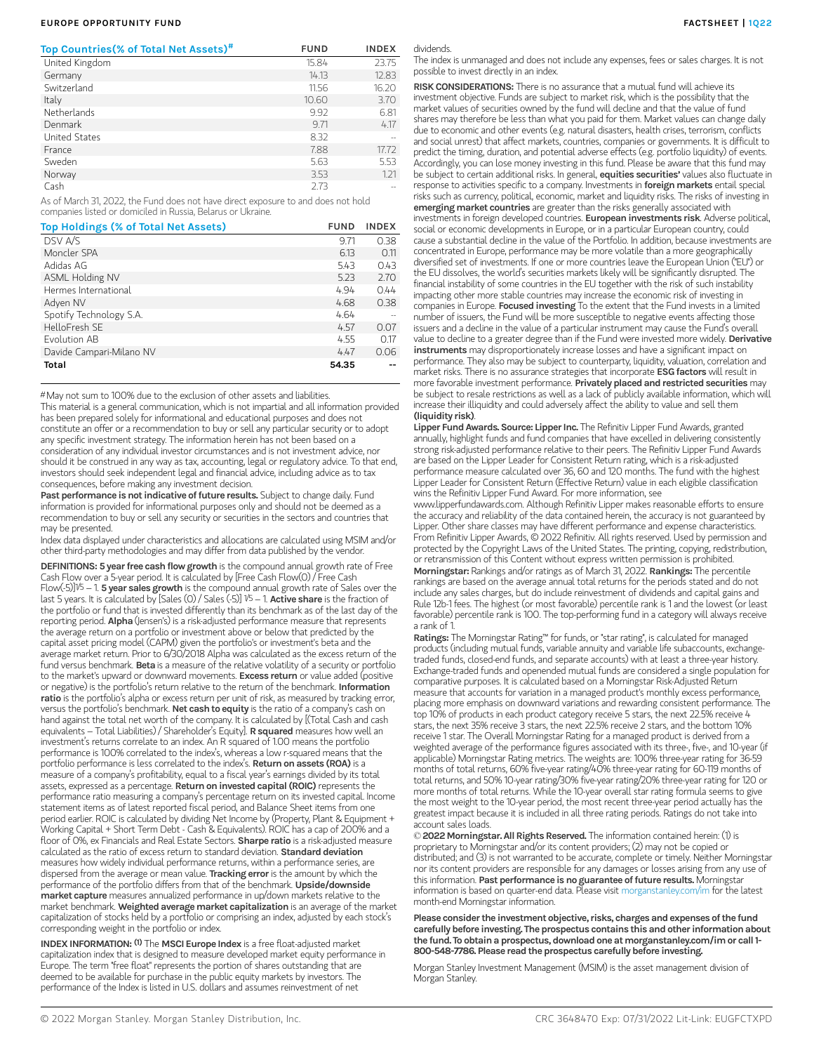## Top Countries(% of Total Net Assets)#

| | FUND | INDEX |
|---|---|---|
| United Kingdom | 15.84 | 23.75 |
| Germany | 14.13 | 12.83 |
| Switzerland | 11.56 | 16.20 |
| Italy | 10.60 | 3.70 |
| Netherlands | 9.92 | 6.81 |
| Denmark | 9.71 | 4.17 |
| United States | 8.32 | -- |
| France | 7.88 | 17.72 |
| Sweden | 5.63 | 5.53 |
| Norway | 3.53 | 1.21 |
| Cash | 2.73 | -- |

As of March 31, 2022, the Fund does not have direct exposure to and does not hold companies listed or domiciled in Russia, Belarus or Ukraine.

## Top Holdings (% of Total Net Assets)

| | FUND | INDEX |
|---|---|---|
| DSV A/S | 9.71 | 0.38 |
| Moncler SPA | 6.13 | 0.11 |
| Adidas AG | 5.43 | 0.43 |
| ASML Holding NV | 5.23 | 2.70 |
| Hermes International | 4.94 | 0.44 |
| Adyen NV | 4.68 | 0.38 |
| Spotify Technology S.A. | 4.64 | -- |
| HelloFresh SE | 4.57 | 0.07 |
| Evolution AB | 4.55 | 0.17 |
| Davide Campari-Milano NV | 4.47 | 0.06 |
| **Total** | **54.35** | **--** |

#May not sum to 100% due to the exclusion of other assets and liabilities.

This material is a general communication, which is not impartial and all information provided has been prepared solely for informational and educational purposes and does not constitute an offer or a recommendation to buy or sell any particular security or to adopt any specific investment strategy. The information herein has not been based on a consideration of any individual investor circumstances and is not investment advice, nor should it be construed in any way as tax, accounting, legal or regulatory advice. To that end, investors should seek independent legal and financial advice, including advice as to tax consequences, before making any investment decision.

**Past performance is not indicative of future results.** Subject to change daily. Fund information is provided for informational purposes only and should not be deemed as a recommendation to buy or sell any security or securities in the sectors and countries that may be presented.

Index data displayed under characteristics and allocations are calculated using MSIM and/or other third-party methodologies and may differ from data published by the vendor.

**DEFINITIONS: 5 year free cash flow growth** is the compound annual growth rate of Free Cash Flow over a 5-year period. It is calculated by [Free Cash Flow(0) / Free Cash Flow(-5)]$^{1/5}$ – 1. **5 year sales growth** is the compound annual growth rate of Sales over the last 5 years. It is calculated by [Sales (0) / Sales (-5)] $^{1/5}$ – 1. **Active share** is the fraction of the portfolio or fund that is invested differently than its benchmark as of the last day of the reporting period. **Alpha** (Jensen's) is a risk-adjusted performance measure that represents the average return on a portfolio or investment above or below that predicted by the capital asset pricing model (CAPM) given the portfolio's or investment's beta and the average market return. Prior to 6/30/2018 Alpha was calculated as the excess return of the fund versus benchmark. **Beta** is a measure of the relative volatility of a security or portfolio to the market's upward or downward movements. **Excess return** or value added (positive or negative) is the portfolio's return relative to the return of the benchmark. **Information ratio** is the portfolio's alpha or excess return per unit of risk, as measured by tracking error, versus the portfolio's benchmark. **Net cash to equity** is the ratio of a company's cash on hand against the total net worth of the company. It is calculated by [(Total Cash and cash equivalents – Total Liabilities) / Shareholder's Equity]. **R squared** measures how well an investment's returns correlate to an index. An R squared of 1.00 means the portfolio performance is 100% correlated to the index's, whereas a low r-squared means that the portfolio performance is less correlated to the index's. **Return on assets (ROA)** is a measure of a company's profitability, equal to a fiscal year's earnings divided by its total assets, expressed as a percentage. **Return on invested capital (ROIC)** represents the performance ratio measuring a company's percentage return on its invested capital. Income statement items as of latest reported fiscal period, and Balance Sheet items from one period earlier. ROIC is calculated by dividing Net Income by (Property, Plant & Equipment + Working Capital + Short Term Debt - Cash & Equivalents). ROIC has a cap of 200% and a floor of 0%, ex Financials and Real Estate Sectors. **Sharpe ratio** is a risk-adjusted measure calculated as the ratio of excess return to standard deviation. **Standard deviation** measures how widely individual performance returns, within a performance series, are dispersed from the average or mean value. **Tracking error** is the amount by which the performance of the portfolio differs from that of the benchmark. **Upside/downside market capture** measures annualized performance in up/down markets relative to the market benchmark. **Weighted average market capitalization** is an average of the market capitalization of stocks held by a portfolio or comprising an index, adjusted by each stock's corresponding weight in the portfolio or index.

**INDEX INFORMATION:** (1) The **MSCI Europe Index** is a free float-adjusted market capitalization index that is designed to measure developed market equity performance in Europe. The term "free float" represents the portion of shares outstanding that are deemed to be available for purchase in the public equity markets by investors. The performance of the Index is listed in U.S. dollars and assumes reinvestment of net dividends.

The index is unmanaged and does not include any expenses, fees or sales charges. It is not possible to invest directly in an index.

**RISK CONSIDERATIONS:** There is no assurance that a mutual fund will achieve its investment objective. Funds are subject to market risk, which is the possibility that the market values of securities owned by the fund will decline and that the value of fund shares may therefore be less than what you paid for them. Market values can change daily due to economic and other events (e.g. natural disasters, health crises, terrorism, conflicts and social unrest) that affect markets, countries, companies or governments. It is difficult to predict the timing, duration, and potential adverse effects (e.g. portfolio liquidity) of events. Accordingly, you can lose money investing in this fund. Please be aware that this fund may be subject to certain additional risks. In general, **equities securities'** values also fluctuate in response to activities specific to a company. Investments in **foreign markets** entail special risks such as currency, political, economic, market and liquidity risks. The risks of investing in **emerging market countries** are greater than the risks generally associated with investments in foreign developed countries. **European investments risk**. Adverse political, social or economic developments in Europe, or in a particular European country, could cause a substantial decline in the value of the Portfolio. In addition, because investments are concentrated in Europe, performance may be more volatile than a more geographically diversified set of investments. If one or more countries leave the European Union ("EU") or the EU dissolves, the world's securities markets likely will be significantly disrupted. The financial instability of some countries in the EU together with the risk of such instability impacting other more stable countries may increase the economic risk of investing in companies in Europe. **Focused investing** To the extent that the Fund invests in a limited number of issuers, the Fund will be more susceptible to negative events affecting those issuers and a decline in the value of a particular instrument may cause the Fund's overall value to decline to a greater degree than if the Fund were invested more widely. **Derivative instruments** may disproportionately increase losses and have a significant impact on performance. They also may be subject to counterparty, liquidity, valuation, correlation and market risks. There is no assurance strategies that incorporate **ESG factors** will result in more favorable investment performance. **Privately placed and restricted securities** may be subject to resale restrictions as well as a lack of publicly available information, which will increase their illiquidity and could adversely affect the ability to value and sell them **(liquidity risk)**.

**Lipper Fund Awards. Source: Lipper Inc.** The Refinitiv Lipper Fund Awards, granted annually, highlight funds and fund companies that have excelled in delivering consistently strong risk-adjusted performance relative to their peers. The Refinitiv Lipper Fund Awards are based on the Lipper Leader for Consistent Return rating, which is a risk-adjusted performance measure calculated over 36, 60 and 120 months. The fund with the highest Lipper Leader for Consistent Return (Effective Return) value in each eligible classification wins the Refinitiv Lipper Fund Award. For more information, see www.lipperfundawards.com. Although Refinitiv Lipper makes reasonable efforts to ensure the accuracy and reliability of the data contained herein, the accuracy is not guaranteed by Lipper. Other share classes may have different performance and expense characteristics. From Refinitiv Lipper Awards, © 2022 Refinitiv. All rights reserved. Used by permission and protected by the Copyright Laws of the United States. The printing, copying, redistribution, or retransmission of this Content without express written permission is prohibited.

**Morningstar:** Rankings and/or ratings as of March 31, 2022. **Rankings:** The percentile rankings are based on the average annual total returns for the periods stated and do not include any sales charges, but do include reinvestment of dividends and capital gains and Rule 12b-1 fees. The highest (or most favorable) percentile rank is 1 and the lowest (or least favorable) percentile rank is 100. The top-performing fund in a category will always receive a rank of 1.

**Ratings:** The Morningstar Rating™ for funds, or "star rating", is calculated for managed products (including mutual funds, variable annuity and variable life subaccounts, exchange-traded funds, closed-end funds, and separate accounts) with at least a three-year history. Exchange-traded funds and openended mutual funds are considered a single population for comparative purposes. It is calculated based on a Morningstar Risk-Adjusted Return measure that accounts for variation in a managed product's monthly excess performance, placing more emphasis on downward variations and rewarding consistent performance. The top 10% of products in each product category receive 5 stars, the next 22.5% receive 4 stars, the next 35% receive 3 stars, the next 22.5% receive 2 stars, and the bottom 10% receive 1 star. The Overall Morningstar Rating for a managed product is derived from a weighted average of the performance figures associated with its three-, five-, and 10-year (if applicable) Morningstar Rating metrics. The weights are: 100% three-year rating for 36-59 months of total returns, 60% five-year rating/40% three-year rating for 60-119 months of total returns, and 50% 10-year rating/30% five-year rating/20% three-year rating for 120 or more months of total returns. While the 10-year overall star rating formula seems to give the most weight to the 10-year period, the most recent three-year period actually has the greatest impact because it is included in all three rating periods. Ratings do not take into account sales loads.

© **2022 Morningstar. All Rights Reserved.** The information contained herein: (1) is proprietary to Morningstar and/or its content providers; (2) may not be copied or distributed; and (3) is not warranted to be accurate, complete or timely. Neither Morningstar nor its content providers are responsible for any damages or losses arising from any use of this information. **Past performance is no guarantee of future results.** Morningstar information is based on quarter-end data. Please visit morganstanley.com/im for the latest month-end Morningstar information.

**Please consider the investment objective, risks, charges and expenses of the fund carefully before investing. The prospectus contains this and other information about the fund. To obtain a prospectus, download one at morganstanley.com/im or call 1-800-548-7786. Please read the prospectus carefully before investing.**

Morgan Stanley Investment Management (MSIM) is the asset management division of Morgan Stanley.

© 2022 Morgan Stanley. Morgan Stanley Distribution, Inc.

CRC 3648470 Exp: 07/31/2022 Lit-Link: EUGFCTXPD